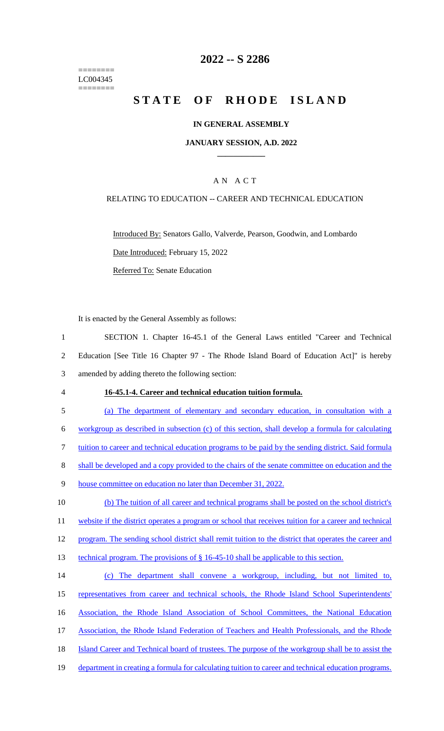========
LC004345
========

# 2022 -- S 2286

# STATE OF RHODE ISLAND

## IN GENERAL ASSEMBLY

### JANUARY SESSION, A.D. 2022

____________

## A N A C T

RELATING TO EDUCATION -- CAREER AND TECHNICAL EDUCATION

Introduced By: Senators Gallo, Valverde, Pearson, Goodwin, and Lombardo

Date Introduced: February 15, 2022

Referred To: Senate Education

It is enacted by the General Assembly as follows:

1 SECTION 1. Chapter 16-45.1 of the General Laws entitled "Career and Technical
2 Education [See Title 16 Chapter 97 - The Rhode Island Board of Education Act]" is hereby
3 amended by adding thereto the following section:

4 **16-45.1-4. Career and technical education tuition formula.**

5 (a) The department of elementary and secondary education, in consultation with a
6 workgroup as described in subsection (c) of this section, shall develop a formula for calculating
7 tuition to career and technical education programs to be paid by the sending district. Said formula
8 shall be developed and a copy provided to the chairs of the senate committee on education and the
9 house committee on education no later than December 31, 2022.

10 (b) The tuition of all career and technical programs shall be posted on the school district's
11 website if the district operates a program or school that receives tuition for a career and technical
12 program. The sending school district shall remit tuition to the district that operates the career and
13 technical program. The provisions of § 16-45-10 shall be applicable to this section.

14 (c) The department shall convene a workgroup, including, but not limited to,
15 representatives from career and technical schools, the Rhode Island School Superintendents'
16 Association, the Rhode Island Association of School Committees, the National Education
17 Association, the Rhode Island Federation of Teachers and Health Professionals, and the Rhode
18 Island Career and Technical board of trustees. The purpose of the workgroup shall be to assist the
19 department in creating a formula for calculating tuition to career and technical education programs.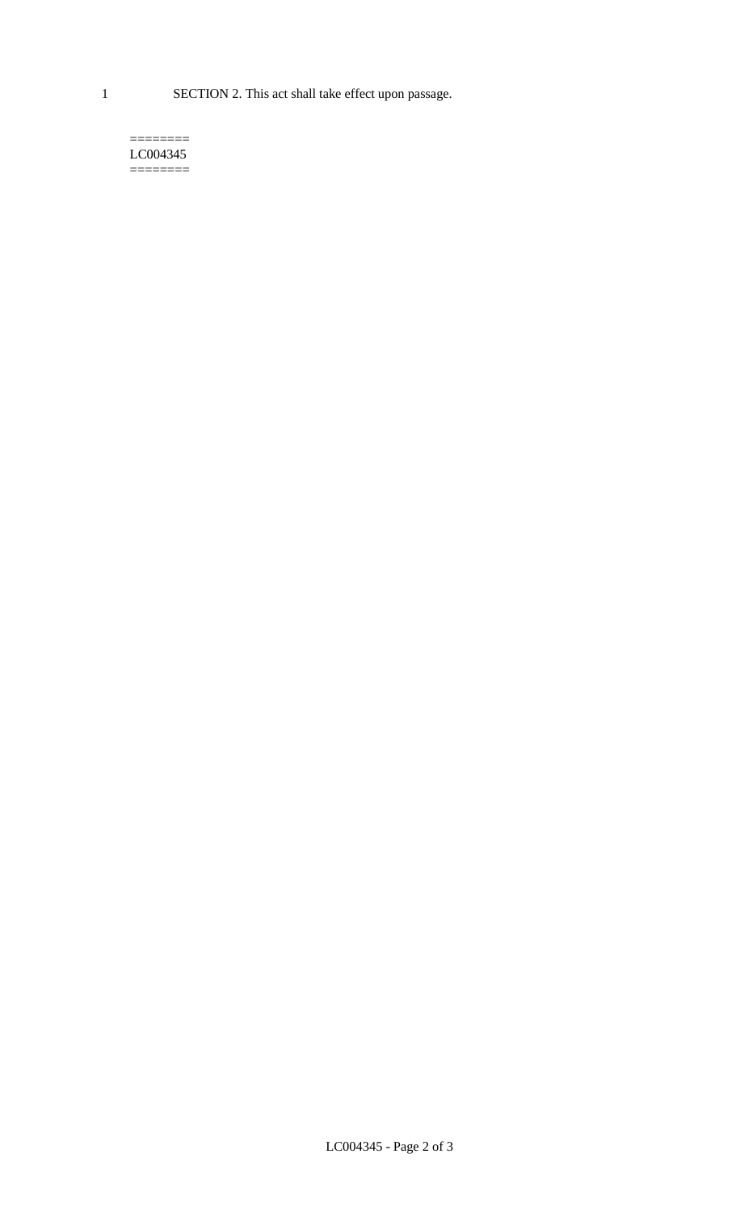1 SECTION 2. This act shall take effect upon passage.

========
LC004345
========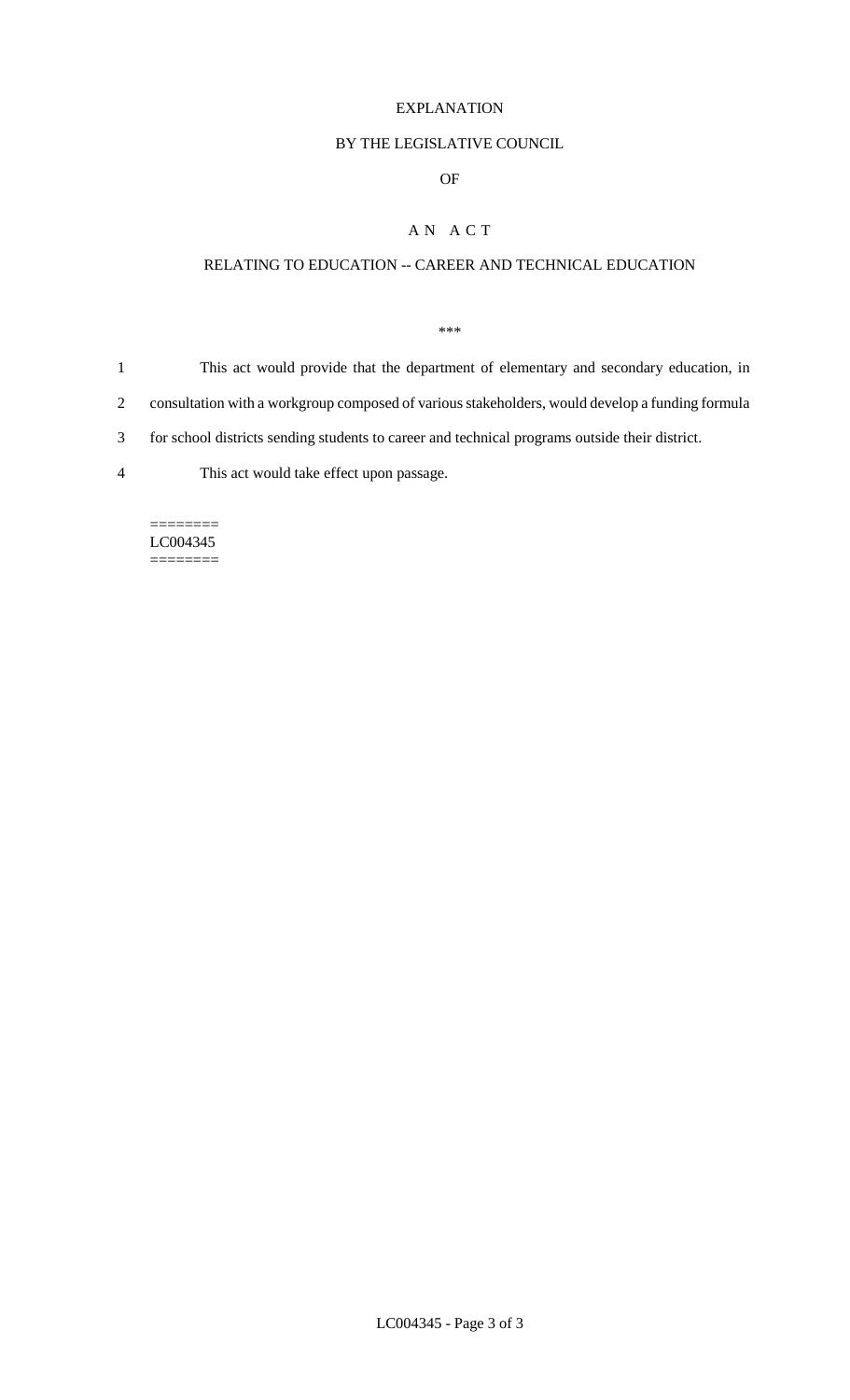EXPLANATION

BY THE LEGISLATIVE COUNCIL

OF

A N A C T

RELATING TO EDUCATION -- CAREER AND TECHNICAL EDUCATION

\*\*\*

This act would provide that the department of elementary and secondary education, in consultation with a workgroup composed of various stakeholders, would develop a funding formula for school districts sending students to career and technical programs outside their district.

This act would take effect upon passage.

========
LC004345
========